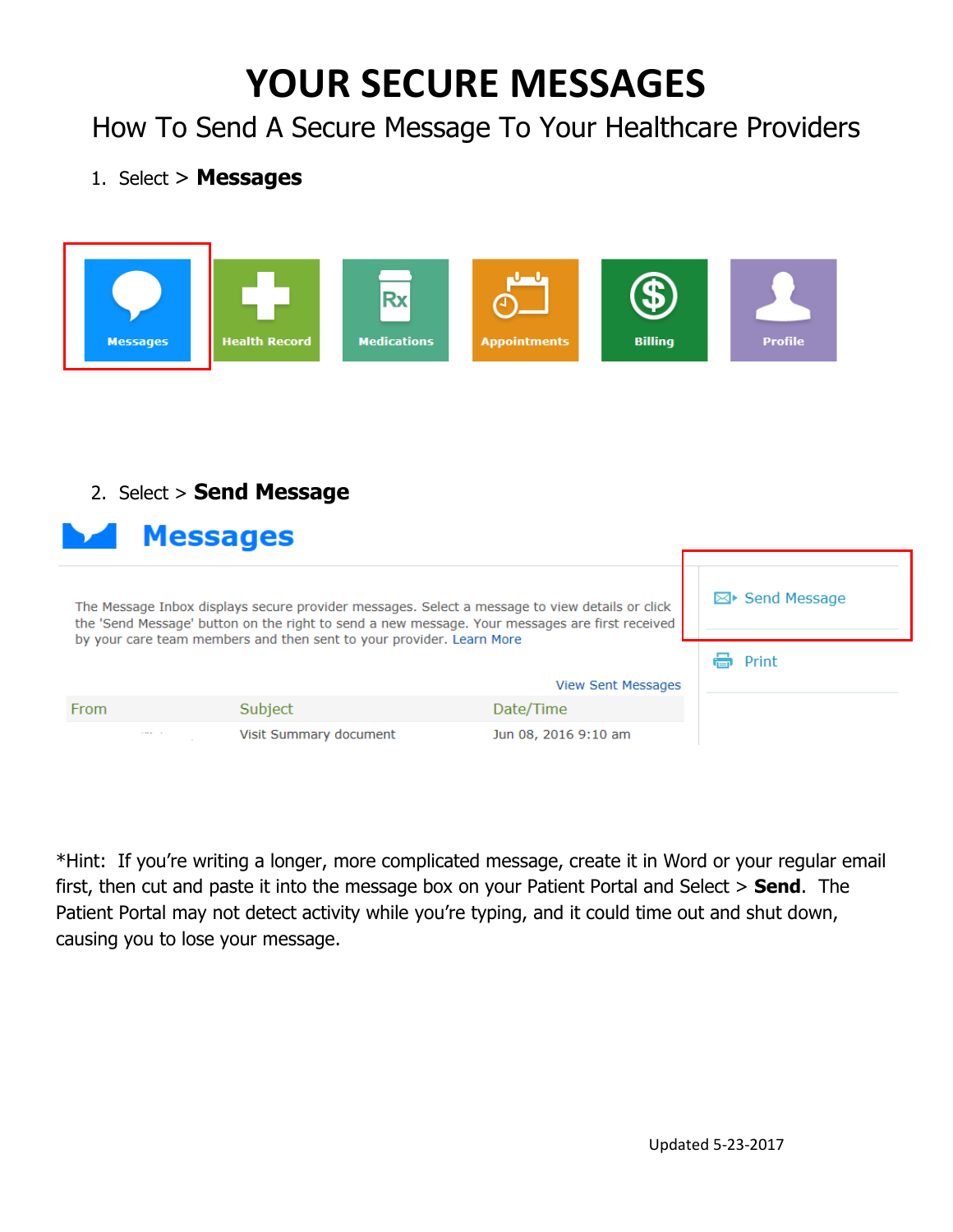# YOUR SECURE MESSAGES

## How To Send A Secure Message To Your Healthcare Providers

1. Select > **Messages**

Messages | Health Record | Medications | Appointments | Billing | Profile

2. Select > **Send Message**

**Messages**

The Message Inbox displays secure provider messages. Select a message to view details or click the 'Send Message' button on the right to send a new message. Your messages are first received by your care team members and then sent to your provider. Learn More

Send Message

Print

View Sent Messages

| From | Subject | Date/Time |
|---|---|---|
| | Visit Summary document | Jun 08, 2016 9:10 am |

*Hint: If you're writing a longer, more complicated message, create it in Word or your regular email first, then cut and paste it into the message box on your Patient Portal and Select > **Send**. The Patient Portal may not detect activity while you're typing, and it could time out and shut down, causing you to lose your message.

Updated 5-23-2017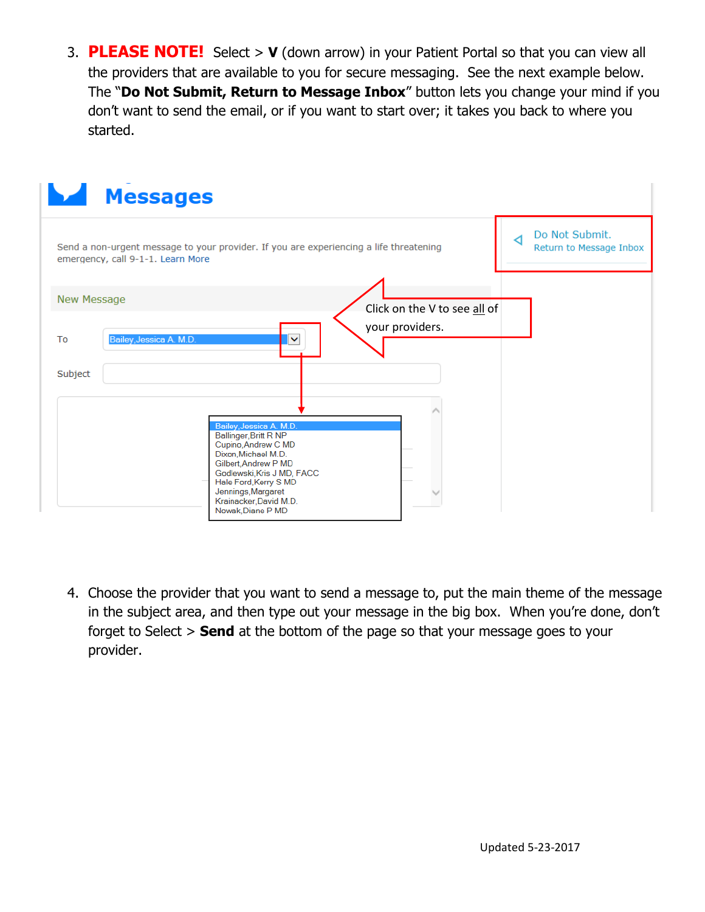3. **PLEASE NOTE!** Select > **V** (down arrow) in your Patient Portal so that you can view all the providers that are available to you for secure messaging. See the next example below. The "**Do Not Submit, Return to Message Inbox**" button lets you change your mind if you don't want to send the email, or if you want to start over; it takes you back to where you started.

Messages

Send a non-urgent message to your provider. If you are experiencing a life threatening emergency, call 9-1-1. Learn More

Do Not Submit. Return to Message Inbox

New Message

Click on the V to see all of your providers.

To Bailey,Jessica A. M.D.

Subject

Bailey,Jessica A. M.D.
Ballinger,Britt R NP
Cupino,Andrew C MD
Dixon,Michael M.D.
Gilbert,Andrew P MD
Godlewski,Kris J MD, FACC
Hale Ford,Kerry S MD
Jennings,Margaret
Krainacker,David M.D.
Nowak,Diane P MD

4. Choose the provider that you want to send a message to, put the main theme of the message in the subject area, and then type out your message in the big box. When you're done, don't forget to Select > **Send** at the bottom of the page so that your message goes to your provider.

Updated 5-23-2017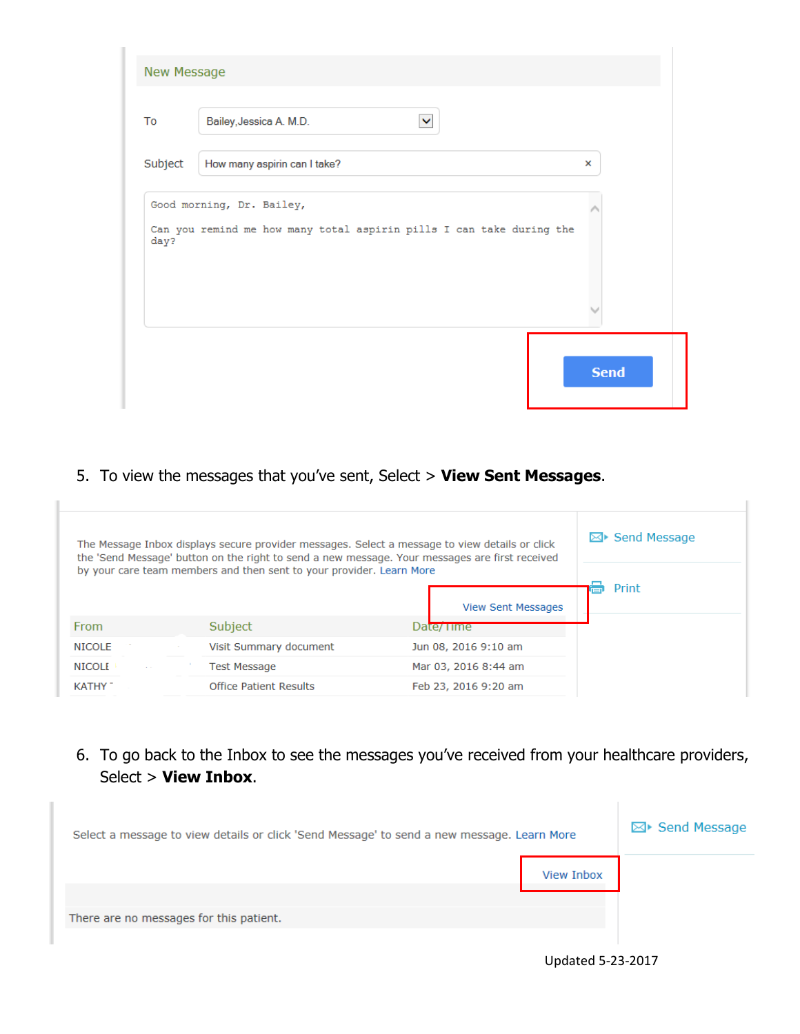New Message

To: Bailey,Jessica A. M.D.

Subject: How many aspirin can I take?

Good morning, Dr. Bailey,

Can you remind me how many total aspirin pills I can take during the day?

Send

5. To view the messages that you've sent, Select > **View Sent Messages**.

The Message Inbox displays secure provider messages. Select a message to view details or click the 'Send Message' button on the right to send a new message. Your messages are first received by your care team members and then sent to your provider. Learn More

Send Message

Print

View Sent Messages

| From | Subject | Date/Time |
|---|---|---|
| NICOLE | Visit Summary document | Jun 08, 2016 9:10 am |
| NICOLE | Test Message | Mar 03, 2016 8:44 am |
| KATHY | Office Patient Results | Feb 23, 2016 9:20 am |

6. To go back to the Inbox to see the messages you've received from your healthcare providers, Select > **View Inbox**.

Select a message to view details or click 'Send Message' to send a new message. Learn More

Send Message

View Inbox

There are no messages for this patient.

Updated 5-23-2017